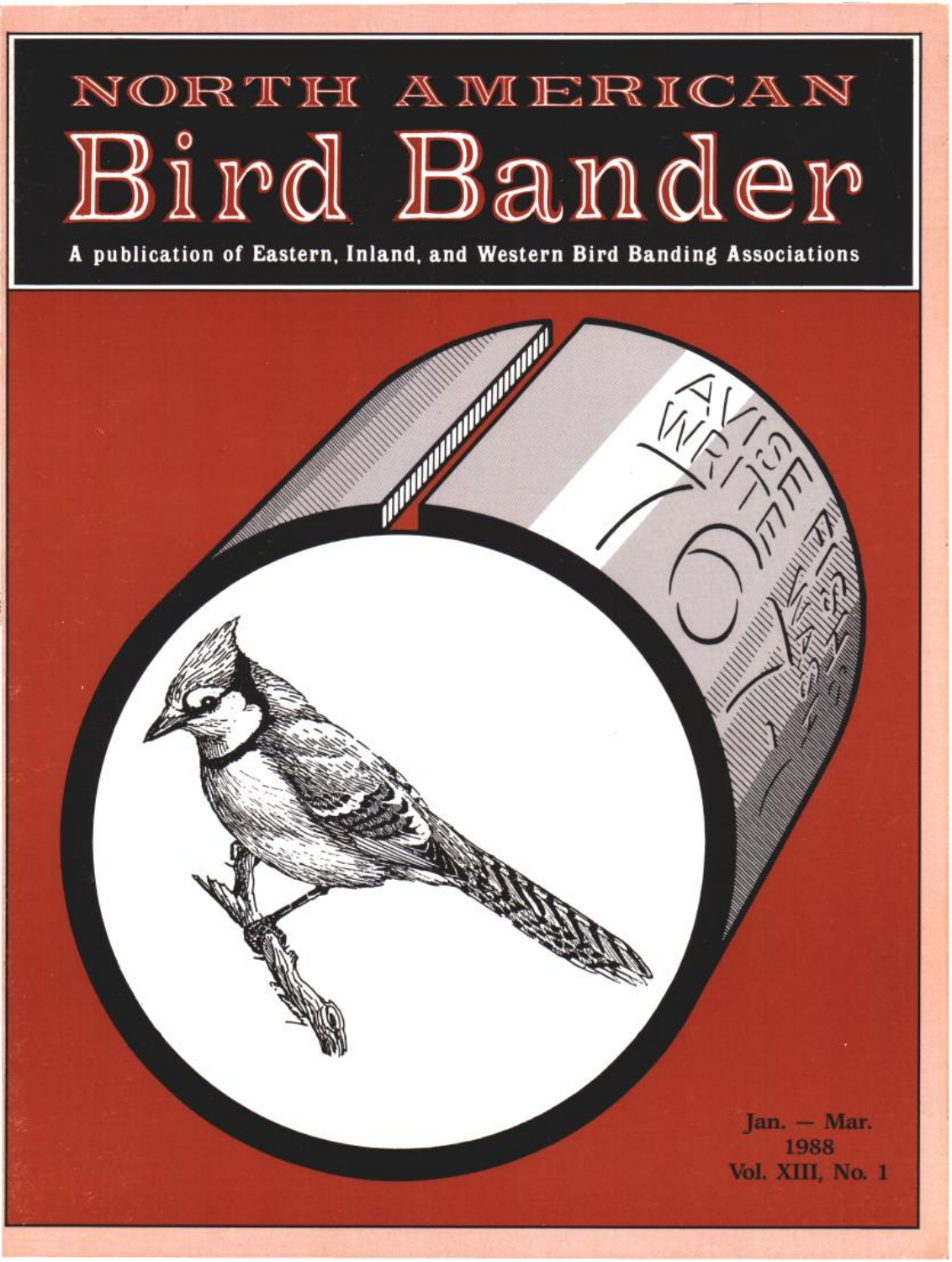# NORTH AMERICAN
# Bird Bander

**A publication of Eastern, Inland, and Western Bird Banding Associations**

**Jan. — Mar.**
**1988**
**Vol. XIII, No. 1**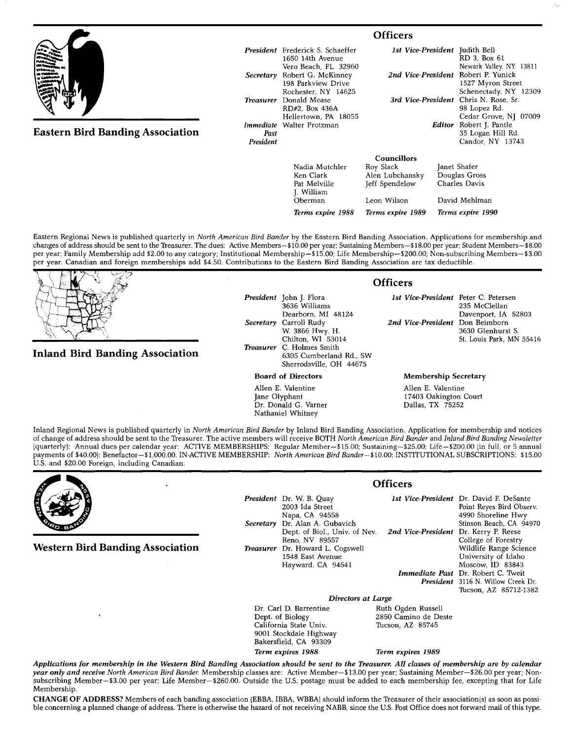## Eastern Bird Banding Association

### Officers

*President* Frederick S. Schaeffer
1650 14th Avenue
Vero Beach, FL 32960

*Secretary* Robert G. McKinney
198 Parkview Drive
Rochester, NY 14625

*Treasurer* Donald Mease
RD#2, Box 436A
Hellertown, PA 18055

*Immediate Past President* Walter Protzman

*1st Vice-President* Judith Bell
RD 3, Box 61
Newark Valley, NY 13811

*2nd Vice-President* Robert P. Yunick
1527 Myron Street
Schenectady, NY 12309

*3rd Vice-President* Chris N. Rose, Sr.
98 Lopez Rd.
Cedar Grove, NJ 07009

*Editor* Robert J. Pantle
35 Logan Hill Rd.
Candor, NY 13743

**Councillors**

| | | |
|---|---|---|
| Nadia Mutchler | Roy Slack | Janet Shafer |
| Ken Clark | Alen Lubchansky | Douglas Gross |
| Pat Melville | Jeff Spendelow | Charles Davis |
| J. William Oberman | Leon Wilson | David Mehlman |
| *Terms expire 1988* | *Terms expire 1989* | *Terms expire 1990* |

Eastern Regional News is published quarterly in *North American Bird Bander* by the Eastern Bird Banding Association. Applications for membership and changes of address should be sent to the Treasurer. The dues: Active Members—$10.00 per year; Sustaining Members—$18.00 per year; Student Members—$8.00 per year; Family Membership add $2.00 to any category; Institutional Membership—$15.00; Life Membership—$200.00; Non-subscribing Members—$3.00 per year. Canadian and foreign memberships add $4.50. Contributions to the Eastern Bird Banding Association are tax deductible.

## Inland Bird Banding Association

### Officers

*President* John J. Flora
3636 Williams
Dearborn, MI 48124

*Secretary* Carroll Rudy
W. 3866 Hwy. H.
Chilton, WI 53014

*Treasurer* C. Holmes Smith
6305 Cumberland Rd., SW
Sherrodsville, OH 44675

*1st Vice-President* Peter C. Petersen
235 McClellan
Davenport, IA 52803

*2nd Vice-President* Don Beimborn
3630 Glenhurst S.
St. Louis Park, MN 55416

**Board of Directors**

Allen E. Valentine
Jane Olyphant
Dr. Donald G. Varner
Nathaniel Whitney

**Membership Secretary**

Allen E. Valentine
17403 Oakington Court
Dallas, TX 75252

Inland Regional News is published quarterly in *North American Bird Bander* by Inland Bird Banding Association. Application for membership and notices of change of address should be sent to the Treasurer. The active members will receive BOTH *North American Bird Bander* and *Inland Bird Banding Newsletter* (quarterly): Annual dues per calendar year: ACTIVE MEMBERSHIPS: Regular Member—$15.00; Sustaining—$25.00; Life—$200.00 (in full, or 5 annual payments of $40.00); Benefactor—$1,000.00. IN-ACTIVE MEMBERSHIP: *North American Bird Bander*—$10.00; INSTITUTIONAL SUBSCRIPTIONS: $15.00 U.S. and $20.00 Foreign, including Canadian.

## Western Bird Banding Association

### Officers

*President* Dr. W. B. Quay
2003 Ida Street
Napa, CA 94558

*Secretary* Dr. Alan A. Gubavich
Dept. of Biol., Univ. of Nev.
Reno, NV 89557

*Treasurer* Dr. Howard L. Cogswell
1548 East Avenue
Hayward, CA 94541

*1st Vice-President* Dr. David F. DeSante
Point Reyes Bird Observ.
4990 Shoreline Hwy
Stinson Beach, CA 94970

*2nd Vice-President* Dr. Kerry P. Reese
College of Forestry
Wildlife Range Science
University of Idaho
Moscow, ID 83843

*Immediate Past President* Dr. Robert C. Tweit
3116 N. Willow Creek Dr.
Tucson, AZ 85712-1382

***Directors at Large***

Dr. Carl D. Barrentine
Dept. of Biology
California State Univ.
9001 Stockdale Highway
Bakersfield, CA 93309
*Term expires 1988*

Ruth Ogden Russell
2850 Camino de Deste
Tucson, AZ 85745
*Term expires 1989*

***Applications for membership in the Western Bird Banding Association should be sent to the Treasurer. All classes of membership are by calendar year only and receive North American Bird Bander.*** Membership classes are: Active Member—$13.00 per year; Sustaining Member—$26.00 per year; Non-subscribing Member—$3.00 per year; Life Member—$260.00. Outside the U.S. postage must be added to each membership fee, excepting that for Life Membership.

**CHANGE OF ADDRESS?** Members of each banding association (EBBA, IBBA, WBBA) should inform the Treasurer of their association(s) as soon as possible concerning a planned change of address. There is otherwise the hazard of not receiving NABB, since the U.S. Post Office does not forward mail of this type.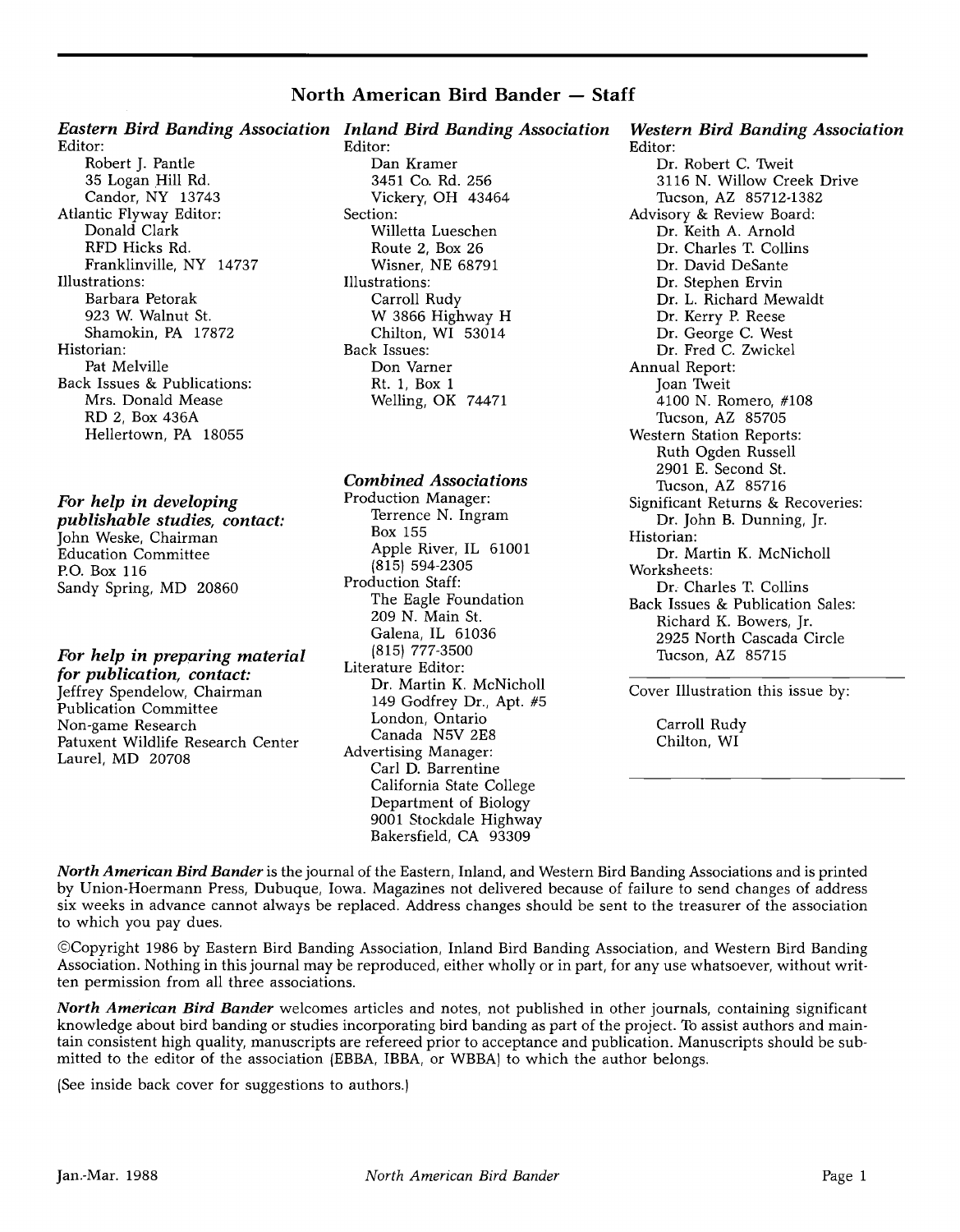## North American Bird Bander — Staff

### *Eastern Bird Banding Association*

Editor:
Robert J. Pantle
35 Logan Hill Rd.
Candor, NY 13743

Atlantic Flyway Editor:
Donald Clark
RFD Hicks Rd.
Franklinville, NY 14737

Illustrations:
Barbara Petorak
923 W. Walnut St.
Shamokin, PA 17872

Historian:
Pat Melville

Back Issues & Publications:
Mrs. Donald Mease
RD 2, Box 436A
Hellertown, PA 18055

### *For help in developing publishable studies, contact:*

John Weske, Chairman
Education Committee
P.O. Box 116
Sandy Spring, MD 20860

### *For help in preparing material for publication, contact:*

Jeffrey Spendelow, Chairman
Publication Committee
Non-game Research
Patuxent Wildlife Research Center
Laurel, MD 20708

### *Inland Bird Banding Association*

Editor:
Dan Kramer
3451 Co. Rd. 256
Vickery, OH 43464

Section:
Willetta Lueschen
Route 2, Box 26
Wisner, NE 68791

Illustrations:
Carroll Rudy
W 3866 Highway H
Chilton, WI 53014

Back Issues:
Don Varner
Rt. 1, Box 1
Welling, OK 74471

### *Combined Associations*

Production Manager:
Terrence N. Ingram
Box 155
Apple River, IL 61001
(815) 594-2305

Production Staff:
The Eagle Foundation
209 N. Main St.
Galena, IL 61036
(815) 777-3500

Literature Editor:
Dr. Martin K. McNicholl
149 Godfrey Dr., Apt. #5
London, Ontario
Canada N5V 2E8

Advertising Manager:
Carl D. Barrentine
California State College
Department of Biology
9001 Stockdale Highway
Bakersfield, CA 93309

### *Western Bird Banding Association*

Editor:
Dr. Robert C. Tweit
3116 N. Willow Creek Drive
Tucson, AZ 85712-1382

Advisory & Review Board:
Dr. Keith A. Arnold
Dr. Charles T. Collins
Dr. David DeSante
Dr. Stephen Ervin
Dr. L. Richard Mewaldt
Dr. Kerry P. Reese
Dr. George C. West
Dr. Fred C. Zwickel

Annual Report:
Joan Tweit
4100 N. Romero, #108
Tucson, AZ 85705

Western Station Reports:
Ruth Ogden Russell
2901 E. Second St.
Tucson, AZ 85716

Significant Returns & Recoveries:
Dr. John B. Dunning, Jr.

Historian:
Dr. Martin K. McNicholl

Worksheets:
Dr. Charles T. Collins

Back Issues & Publication Sales:
Richard K. Bowers, Jr.
2925 North Cascada Circle
Tucson, AZ 85715

---

Cover Illustration this issue by:

Carroll Rudy
Chilton, WI

---

***North American Bird Bander*** is the journal of the Eastern, Inland, and Western Bird Banding Associations and is printed by Union-Hoermann Press, Dubuque, Iowa. Magazines not delivered because of failure to send changes of address six weeks in advance cannot always be replaced. Address changes should be sent to the treasurer of the association to which you pay dues.

©Copyright 1986 by Eastern Bird Banding Association, Inland Bird Banding Association, and Western Bird Banding Association. Nothing in this journal may be reproduced, either wholly or in part, for any use whatsoever, without written permission from all three associations.

***North American Bird Bander*** welcomes articles and notes, not published in other journals, containing significant knowledge about bird banding or studies incorporating bird banding as part of the project. To assist authors and maintain consistent high quality, manuscripts are refereed prior to acceptance and publication. Manuscripts should be submitted to the editor of the association (EBBA, IBBA, or WBBA) to which the author belongs.

(See inside back cover for suggestions to authors.)